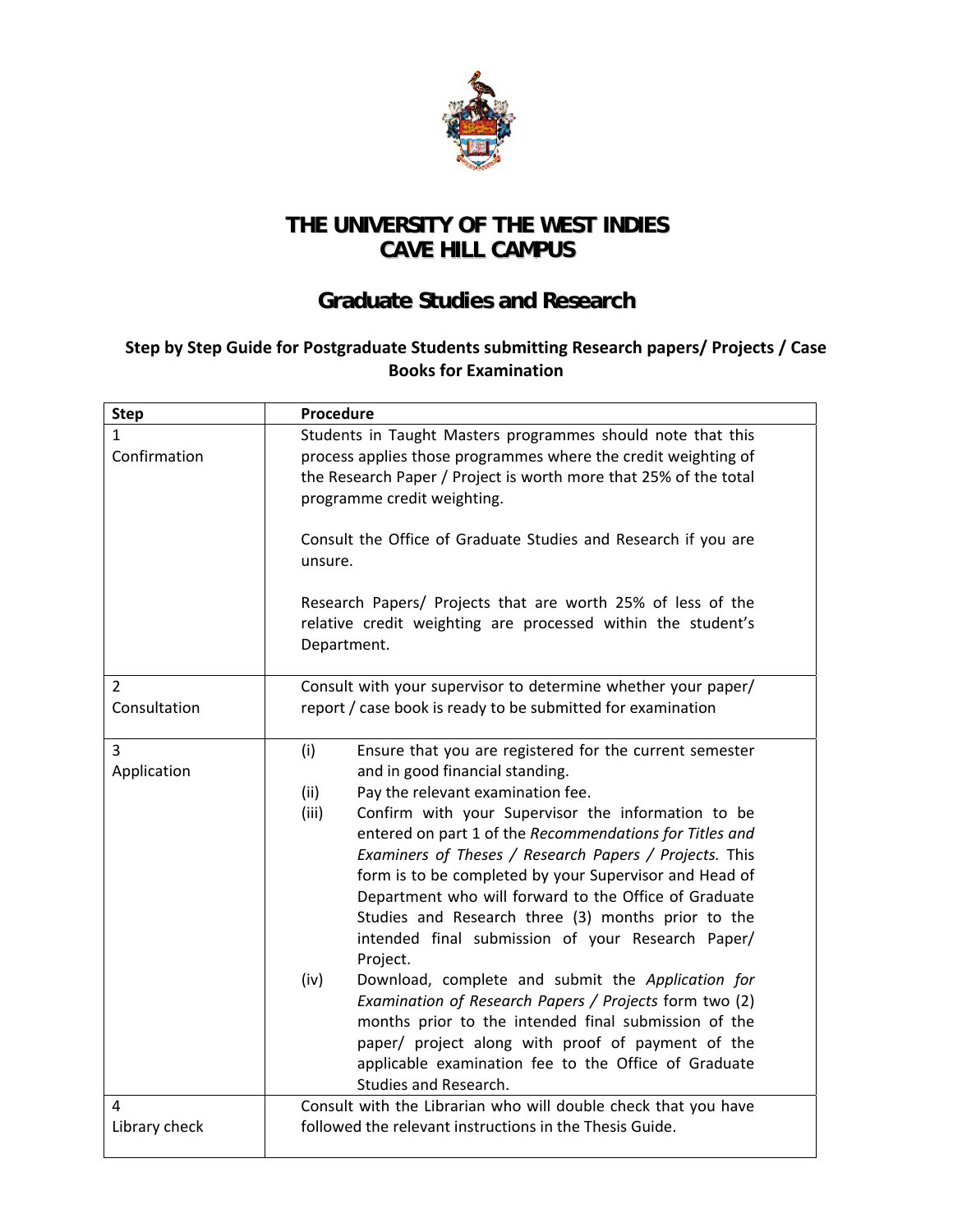# THE UNIVERSITY OF THE WEST INDIES
# CAVE HILL CAMPUS

## Graduate Studies and Research

### Step by Step Guide for Postgraduate Students submitting Research papers/ Projects / Case Books for Examination

| Step | Procedure |
|---|---|
| 1<br>Confirmation | Students in Taught Masters programmes should note that this process applies those programmes where the credit weighting of the Research Paper / Project is worth more that 25% of the total programme credit weighting.<br><br>Consult the Office of Graduate Studies and Research if you are unsure.<br><br>Research Papers/ Projects that are worth 25% of less of the relative credit weighting are processed within the student's Department. |
| 2<br>Consultation | Consult with your supervisor to determine whether your paper/ report / case book is ready to be submitted for examination |
| 3<br>Application | (i) Ensure that you are registered for the current semester and in good financial standing.<br>(ii) Pay the relevant examination fee.<br>(iii) Confirm with your Supervisor the information to be entered on part 1 of the *Recommendations for Titles and Examiners of Theses / Research Papers / Projects.* This form is to be completed by your Supervisor and Head of Department who will forward to the Office of Graduate Studies and Research three (3) months prior to the intended final submission of your Research Paper/ Project.<br>(iv) Download, complete and submit the *Application for Examination of Research Papers / Projects* form two (2) months prior to the intended final submission of the paper/ project along with proof of payment of the applicable examination fee to the Office of Graduate Studies and Research. |
| 4<br>Library check | Consult with the Librarian who will double check that you have followed the relevant instructions in the Thesis Guide. |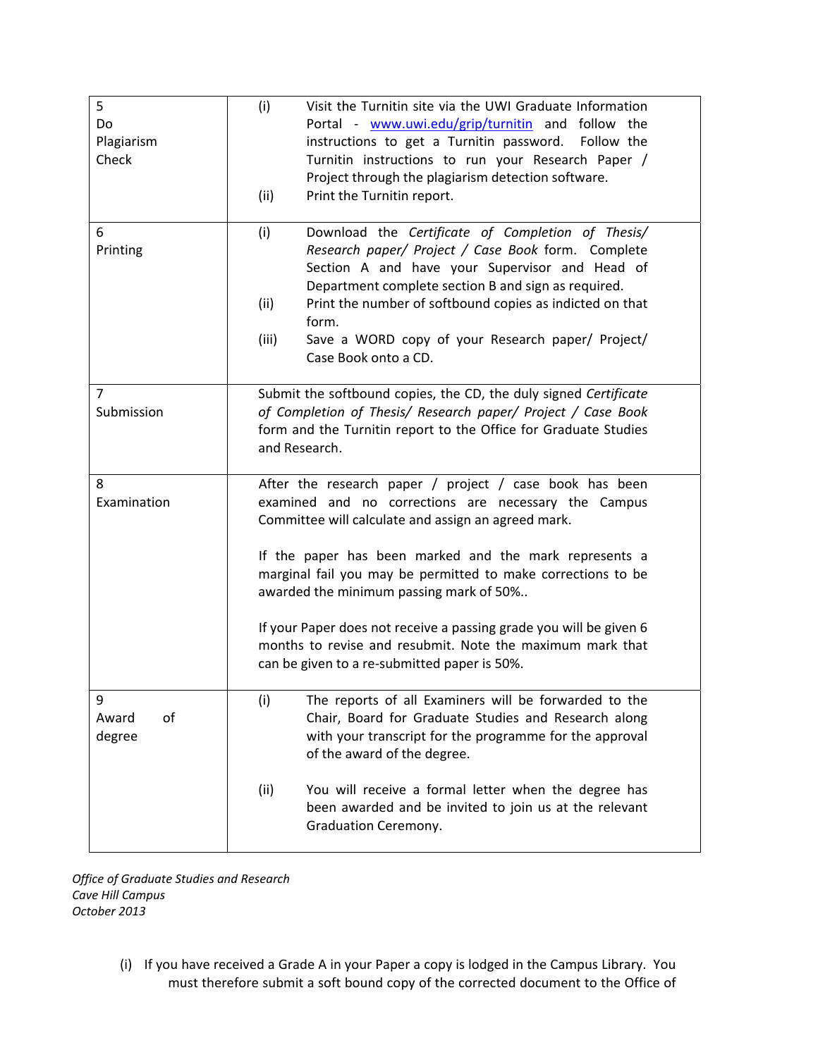| | |
|---|---|
| 5<br>Do Plagiarism Check | (i) Visit the Turnitin site via the UWI Graduate Information Portal - [www.uwi.edu/grip/turnitin](http://www.uwi.edu/grip/turnitin) and follow the instructions to get a Turnitin password. Follow the Turnitin instructions to run your Research Paper / Project through the plagiarism detection software.<br>(ii) Print the Turnitin report. |
| 6<br>Printing | (i) Download the *Certificate of Completion of Thesis/ Research paper/ Project / Case Book* form. Complete Section A and have your Supervisor and Head of Department complete section B and sign as required.<br>(ii) Print the number of softbound copies as indicted on that form.<br>(iii) Save a WORD copy of your Research paper/ Project/ Case Book onto a CD. |
| 7<br>Submission | Submit the softbound copies, the CD, the duly signed *Certificate of Completion of Thesis/ Research paper/ Project / Case Book* form and the Turnitin report to the Office for Graduate Studies and Research. |
| 8<br>Examination | After the research paper / project / case book has been examined and no corrections are necessary the Campus Committee will calculate and assign an agreed mark.<br><br>If the paper has been marked and the mark represents a marginal fail you may be permitted to make corrections to be awarded the minimum passing mark of 50%..<br><br>If your Paper does not receive a passing grade you will be given 6 months to revise and resubmit. Note the maximum mark that can be given to a re-submitted paper is 50%. |
| 9<br>Award of degree | (i) The reports of all Examiners will be forwarded to the Chair, Board for Graduate Studies and Research along with your transcript for the programme for the approval of the award of the degree.<br><br>(ii) You will receive a formal letter when the degree has been awarded and be invited to join us at the relevant Graduation Ceremony. |

*Office of Graduate Studies and Research*
*Cave Hill Campus*
*October 2013*

(i) If you have received a Grade A in your Paper a copy is lodged in the Campus Library. You must therefore submit a soft bound copy of the corrected document to the Office of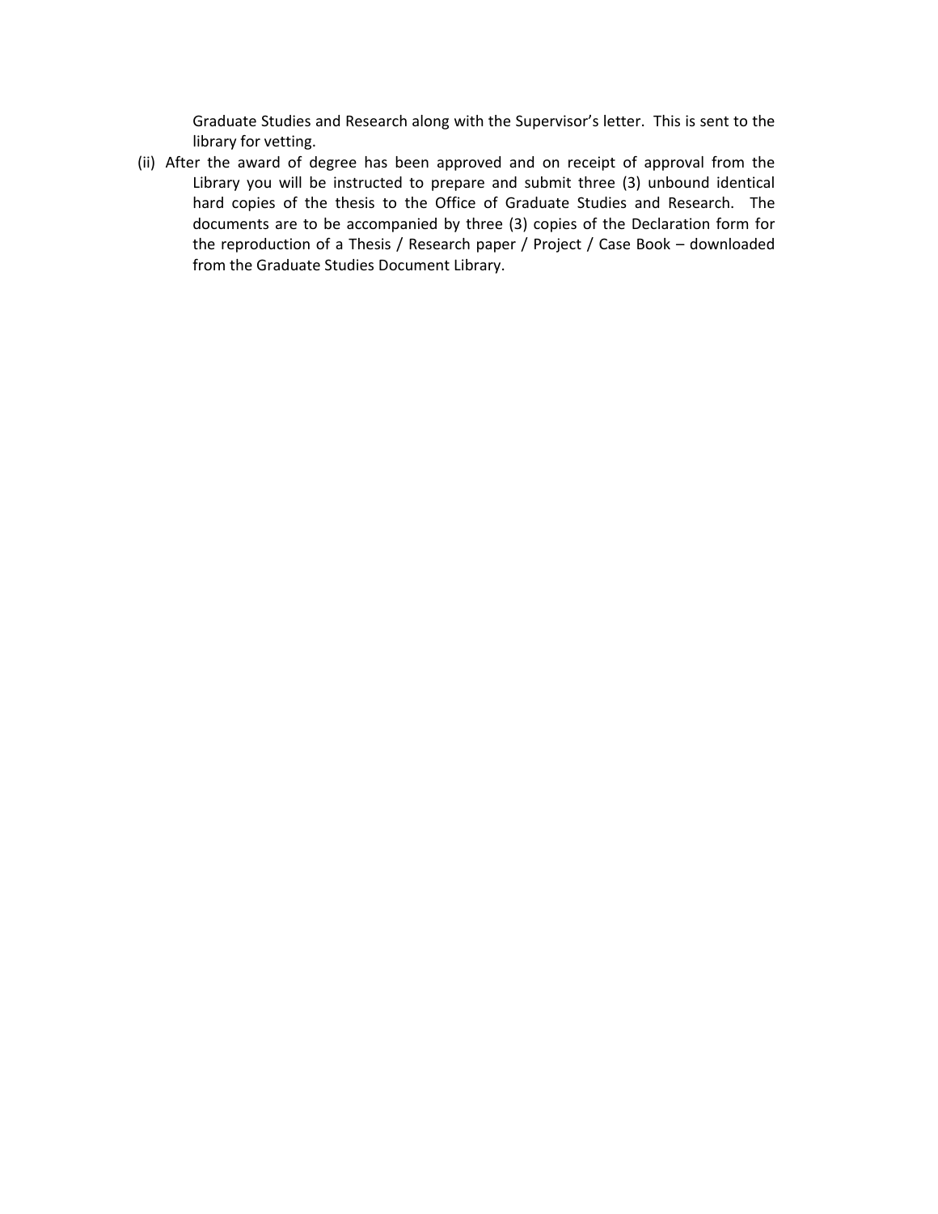Graduate Studies and Research along with the Supervisor's letter. This is sent to the library for vetting.

(ii) After the award of degree has been approved and on receipt of approval from the Library you will be instructed to prepare and submit three (3) unbound identical hard copies of the thesis to the Office of Graduate Studies and Research. The documents are to be accompanied by three (3) copies of the Declaration form for the reproduction of a Thesis / Research paper / Project / Case Book – downloaded from the Graduate Studies Document Library.